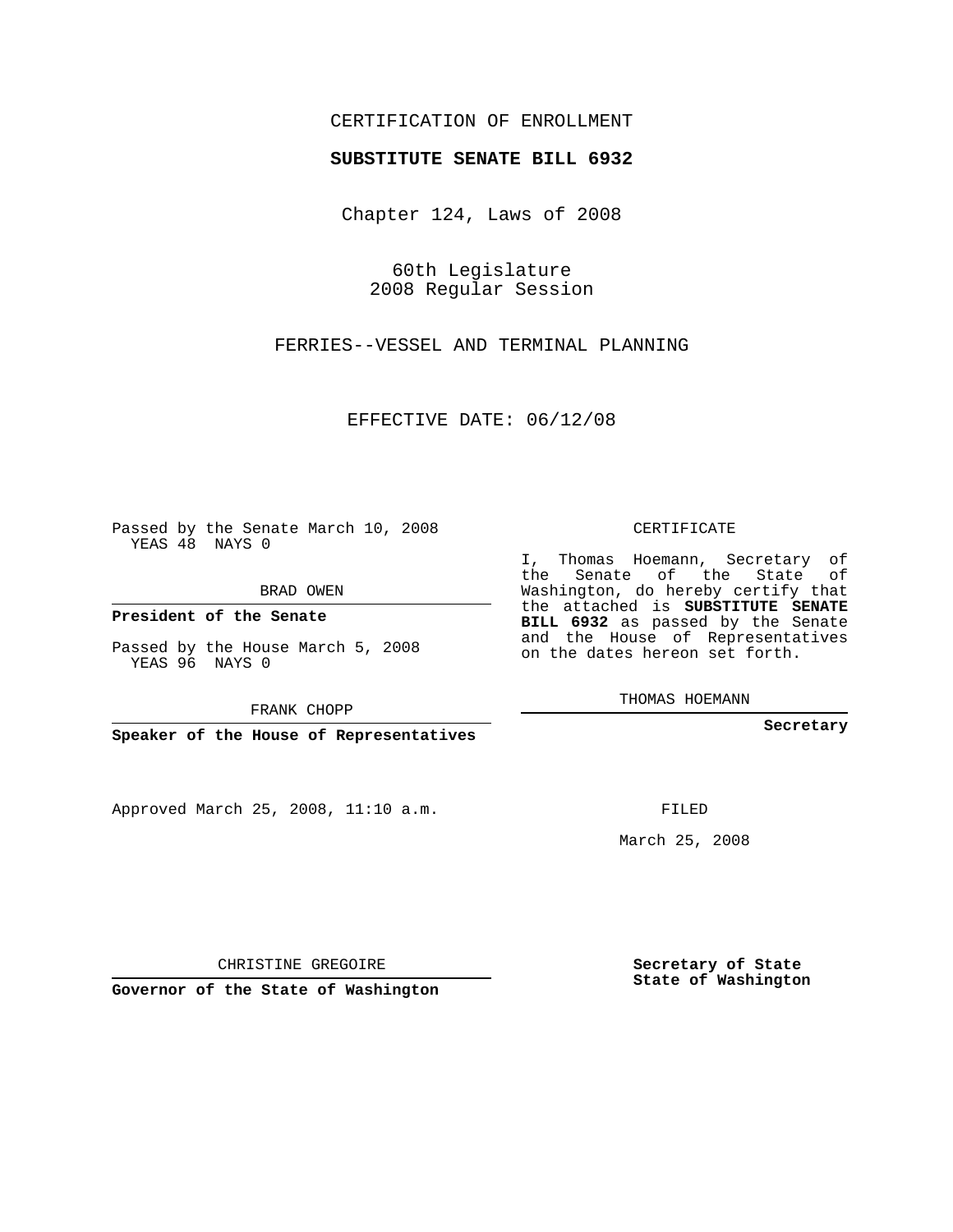CERTIFICATION OF ENROLLMENT

**SUBSTITUTE SENATE BILL 6932**

Chapter 124, Laws of 2008

60th Legislature
2008 Regular Session

FERRIES--VESSEL AND TERMINAL PLANNING

EFFECTIVE DATE: 06/12/08

Passed by the Senate March 10, 2008
YEAS 48 NAYS 0

BRAD OWEN

**President of the Senate**

Passed by the House March 5, 2008
YEAS 96 NAYS 0

FRANK CHOPP

**Speaker of the House of Representatives**

Approved March 25, 2008, 11:10 a.m.

CHRISTINE GREGOIRE

**Governor of the State of Washington**

CERTIFICATE

I, Thomas Hoemann, Secretary of the Senate of the State of Washington, do hereby certify that the attached is **SUBSTITUTE SENATE BILL 6932** as passed by the Senate and the House of Representatives on the dates hereon set forth.

THOMAS HOEMANN

**Secretary**

FILED

March 25, 2008

**Secretary of State**
**State of Washington**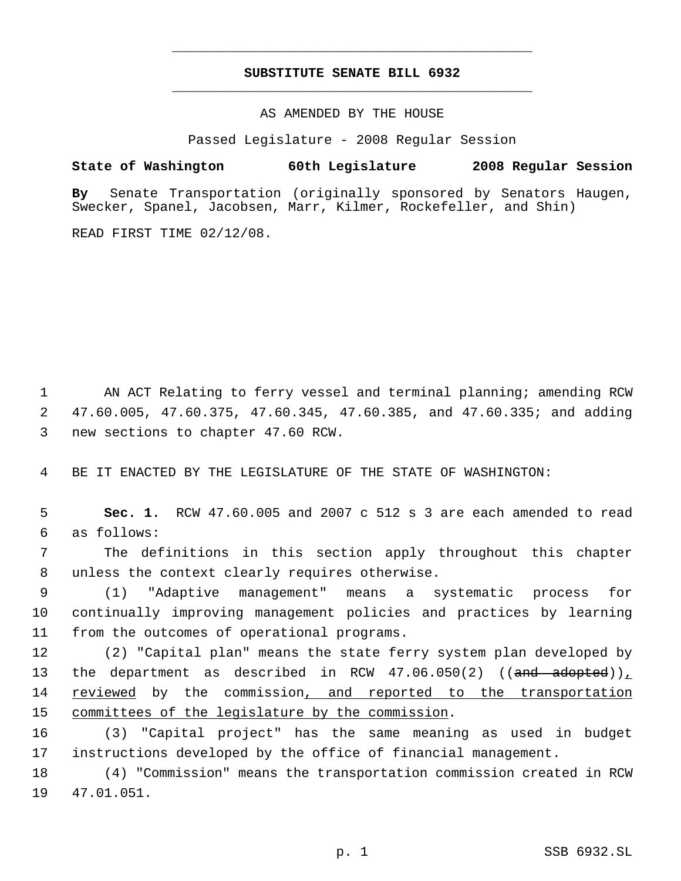# SUBSTITUTE SENATE BILL 6932

AS AMENDED BY THE HOUSE

Passed Legislature - 2008 Regular Session

**State of Washington 60th Legislature 2008 Regular Session**

**By** Senate Transportation (originally sponsored by Senators Haugen, Swecker, Spanel, Jacobsen, Marr, Kilmer, Rockefeller, and Shin)

READ FIRST TIME 02/12/08.

1 AN ACT Relating to ferry vessel and terminal planning; amending RCW
2 47.60.005, 47.60.375, 47.60.345, 47.60.385, and 47.60.335; and adding
3 new sections to chapter 47.60 RCW.

4 BE IT ENACTED BY THE LEGISLATURE OF THE STATE OF WASHINGTON:

5 **Sec. 1.** RCW 47.60.005 and 2007 c 512 s 3 are each amended to read
6 as follows:

7 The definitions in this section apply throughout this chapter
8 unless the context clearly requires otherwise.

9 (1) "Adaptive management" means a systematic process for
10 continually improving management policies and practices by learning
11 from the outcomes of operational programs.

12 (2) "Capital plan" means the state ferry system plan developed by
13 the department as described in RCW 47.06.050(2) ((~~and adopted~~)), 
14 <u>reviewed</u> by the commission<u>, and reported to the transportation</u>
15 <u>committees of the legislature by the commission</u>.

16 (3) "Capital project" has the same meaning as used in budget
17 instructions developed by the office of financial management.

18 (4) "Commission" means the transportation commission created in RCW
19 47.01.051.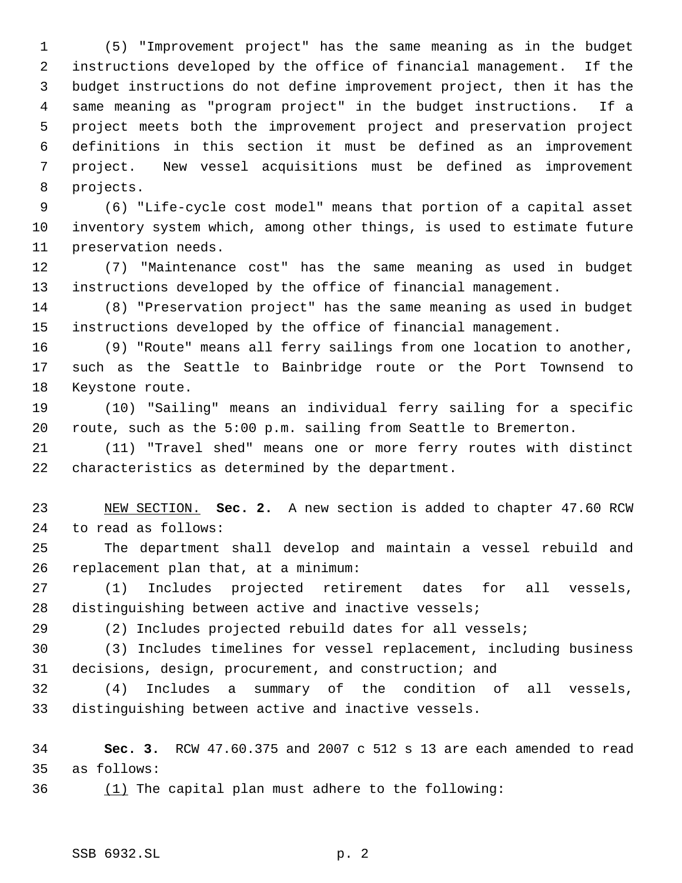(5) "Improvement project" has the same meaning as in the budget instructions developed by the office of financial management. If the budget instructions do not define improvement project, then it has the same meaning as "program project" in the budget instructions. If a project meets both the improvement project and preservation project definitions in this section it must be defined as an improvement project. New vessel acquisitions must be defined as improvement projects.

(6) "Life-cycle cost model" means that portion of a capital asset inventory system which, among other things, is used to estimate future preservation needs.

(7) "Maintenance cost" has the same meaning as used in budget instructions developed by the office of financial management.

(8) "Preservation project" has the same meaning as used in budget instructions developed by the office of financial management.

(9) "Route" means all ferry sailings from one location to another, such as the Seattle to Bainbridge route or the Port Townsend to Keystone route.

(10) "Sailing" means an individual ferry sailing for a specific route, such as the 5:00 p.m. sailing from Seattle to Bremerton.

(11) "Travel shed" means one or more ferry routes with distinct characteristics as determined by the department.

NEW SECTION. **Sec. 2.** A new section is added to chapter 47.60 RCW to read as follows:

The department shall develop and maintain a vessel rebuild and replacement plan that, at a minimum:

(1) Includes projected retirement dates for all vessels, distinguishing between active and inactive vessels;

(2) Includes projected rebuild dates for all vessels;

(3) Includes timelines for vessel replacement, including business decisions, design, procurement, and construction; and

(4) Includes a summary of the condition of all vessels, distinguishing between active and inactive vessels.

**Sec. 3.** RCW 47.60.375 and 2007 c 512 s 13 are each amended to read as follows:

(1) The capital plan must adhere to the following: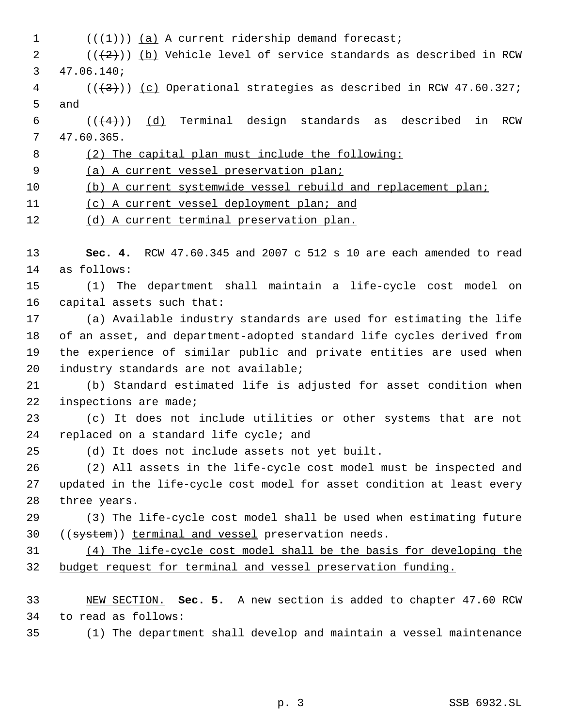((~~(1)~~)) <u>(a)</u> A current ridership demand forecast;

((~~(2)~~)) <u>(b)</u> Vehicle level of service standards as described in RCW 47.06.140;

((~~(3)~~)) <u>(c)</u> Operational strategies as described in RCW 47.60.327; and

((~~(4)~~)) <u>(d)</u> Terminal design standards as described in RCW 47.60.365.

<u>(2) The capital plan must include the following:</u>

<u>(a) A current vessel preservation plan;</u>

<u>(b) A current systemwide vessel rebuild and replacement plan;</u>

<u>(c) A current vessel deployment plan; and</u>

<u>(d) A current terminal preservation plan.</u>

**Sec. 4.** RCW 47.60.345 and 2007 c 512 s 10 are each amended to read as follows:

(1) The department shall maintain a life-cycle cost model on capital assets such that:

(a) Available industry standards are used for estimating the life of an asset, and department-adopted standard life cycles derived from the experience of similar public and private entities are used when industry standards are not available;

(b) Standard estimated life is adjusted for asset condition when inspections are made;

(c) It does not include utilities or other systems that are not replaced on a standard life cycle; and

(d) It does not include assets not yet built.

(2) All assets in the life-cycle cost model must be inspected and updated in the life-cycle cost model for asset condition at least every three years.

(3) The life-cycle cost model shall be used when estimating future ((~~system~~)) <u>terminal and vessel</u> preservation needs.

<u>(4) The life-cycle cost model shall be the basis for developing the budget request for terminal and vessel preservation funding.</u>

<u>NEW SECTION.</u> **Sec. 5.** A new section is added to chapter 47.60 RCW to read as follows:

(1) The department shall develop and maintain a vessel maintenance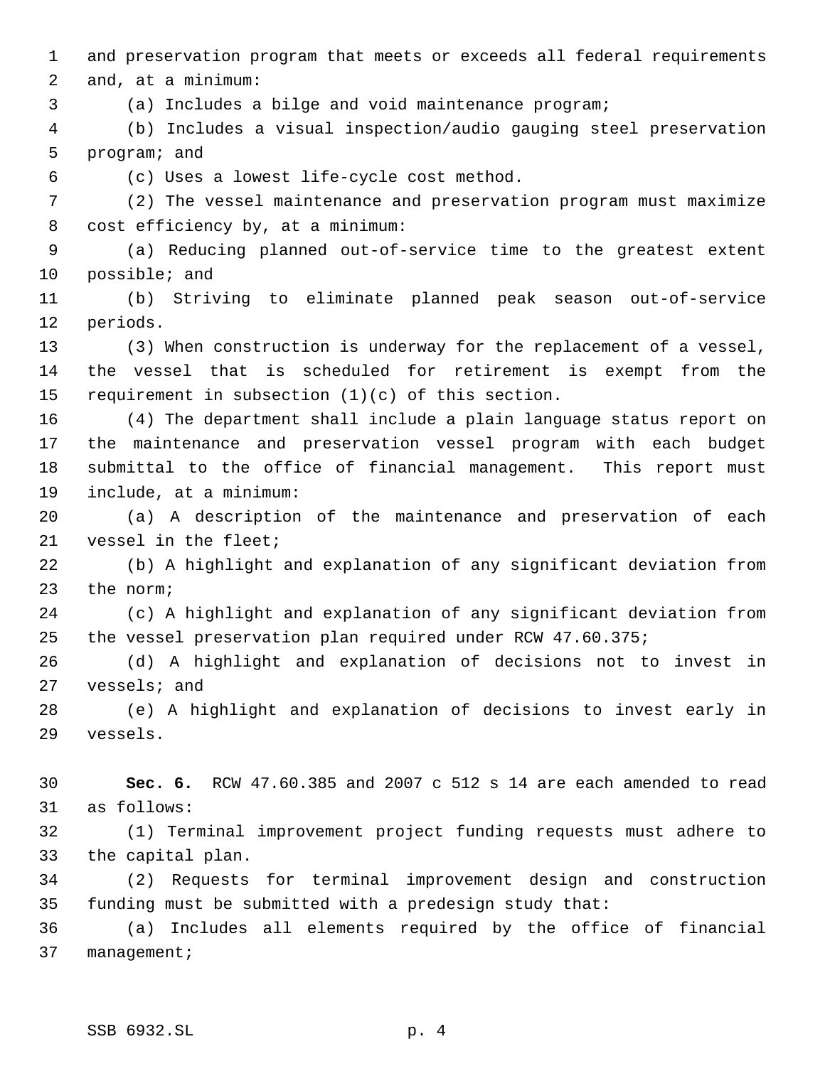and preservation program that meets or exceeds all federal requirements and, at a minimum:

(a) Includes a bilge and void maintenance program;

(b) Includes a visual inspection/audio gauging steel preservation program; and

(c) Uses a lowest life-cycle cost method.

(2) The vessel maintenance and preservation program must maximize cost efficiency by, at a minimum:

(a) Reducing planned out-of-service time to the greatest extent possible; and

(b) Striving to eliminate planned peak season out-of-service periods.

(3) When construction is underway for the replacement of a vessel, the vessel that is scheduled for retirement is exempt from the requirement in subsection (1)(c) of this section.

(4) The department shall include a plain language status report on the maintenance and preservation vessel program with each budget submittal to the office of financial management. This report must include, at a minimum:

(a) A description of the maintenance and preservation of each vessel in the fleet;

(b) A highlight and explanation of any significant deviation from the norm;

(c) A highlight and explanation of any significant deviation from the vessel preservation plan required under RCW 47.60.375;

(d) A highlight and explanation of decisions not to invest in vessels; and

(e) A highlight and explanation of decisions to invest early in vessels.

**Sec. 6.** RCW 47.60.385 and 2007 c 512 s 14 are each amended to read as follows:

(1) Terminal improvement project funding requests must adhere to the capital plan.

(2) Requests for terminal improvement design and construction funding must be submitted with a predesign study that:

(a) Includes all elements required by the office of financial management;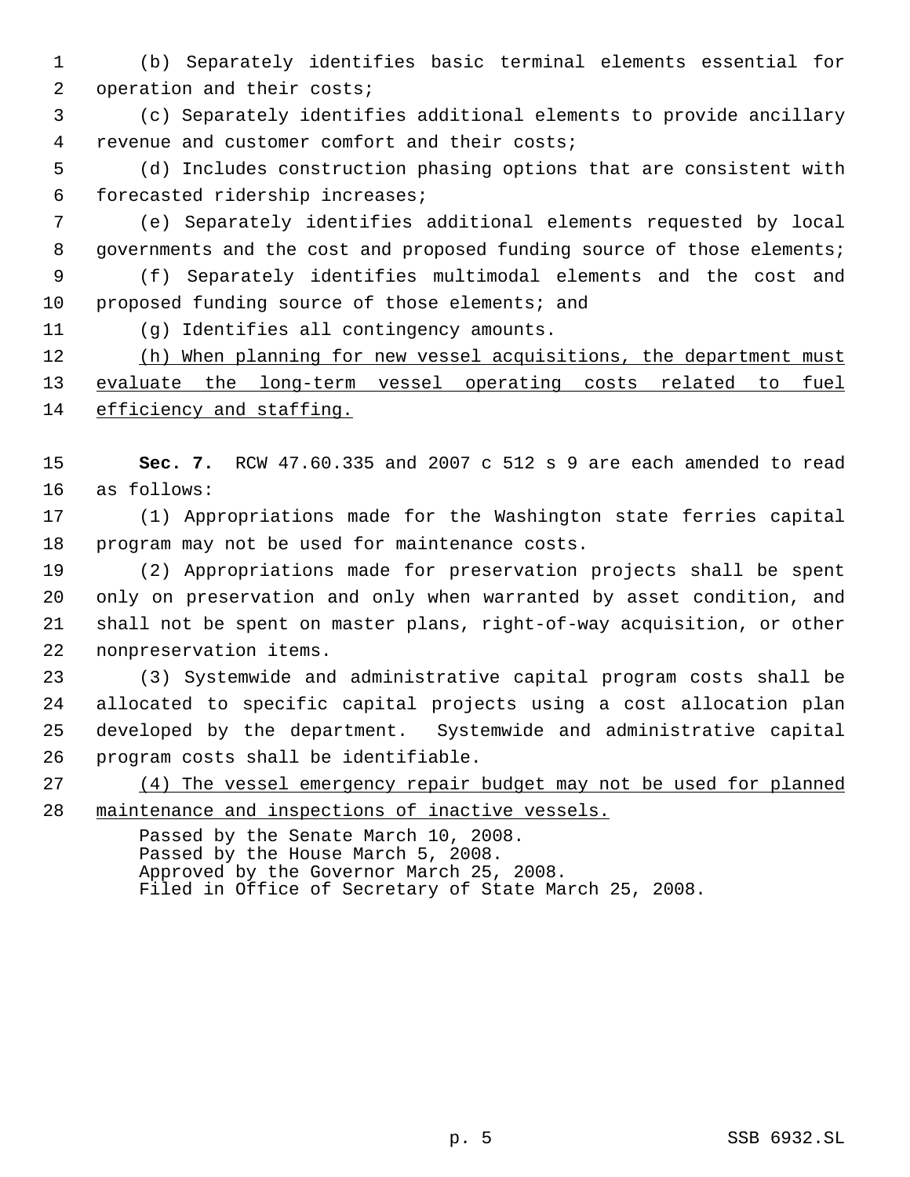(b) Separately identifies basic terminal elements essential for operation and their costs;

(c) Separately identifies additional elements to provide ancillary revenue and customer comfort and their costs;

(d) Includes construction phasing options that are consistent with forecasted ridership increases;

(e) Separately identifies additional elements requested by local governments and the cost and proposed funding source of those elements;

(f) Separately identifies multimodal elements and the cost and proposed funding source of those elements; and

(g) Identifies all contingency amounts.

(h) When planning for new vessel acquisitions, the department must evaluate the long-term vessel operating costs related to fuel efficiency and staffing.

**Sec. 7.** RCW 47.60.335 and 2007 c 512 s 9 are each amended to read as follows:

(1) Appropriations made for the Washington state ferries capital program may not be used for maintenance costs.

(2) Appropriations made for preservation projects shall be spent only on preservation and only when warranted by asset condition, and shall not be spent on master plans, right-of-way acquisition, or other nonpreservation items.

(3) Systemwide and administrative capital program costs shall be allocated to specific capital projects using a cost allocation plan developed by the department. Systemwide and administrative capital program costs shall be identifiable.

(4) The vessel emergency repair budget may not be used for planned maintenance and inspections of inactive vessels.

Passed by the Senate March 10, 2008.
Passed by the House March 5, 2008.
Approved by the Governor March 25, 2008.
Filed in Office of Secretary of State March 25, 2008.